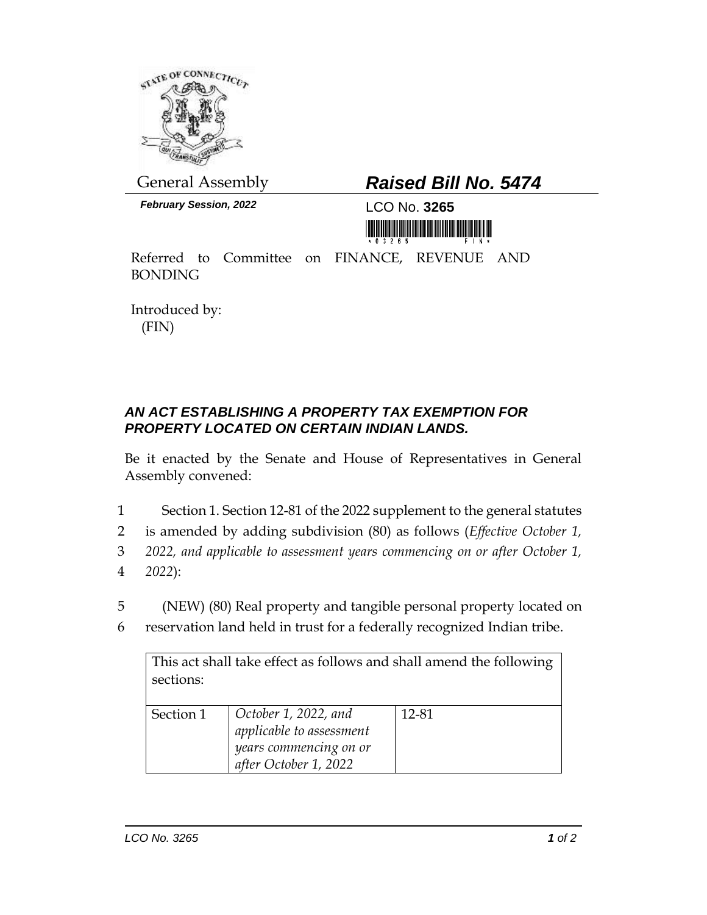General Assembly

**_Raised Bill No. 5474_**

***February Session, 2022***

LCO No. **3265**

Referred to Committee on FINANCE, REVENUE AND BONDING

Introduced by:
(FIN)

***AN ACT ESTABLISHING A PROPERTY TAX EXEMPTION FOR PROPERTY LOCATED ON CERTAIN INDIAN LANDS.***

Be it enacted by the Senate and House of Representatives in General Assembly convened:

1 Section 1. Section 12-81 of the 2022 supplement to the general statutes
2 is amended by adding subdivision (80) as follows (*Effective October 1,*
3 *2022, and applicable to assessment years commencing on or after October 1,*
4 *2022*):

5 (NEW) (80) Real property and tangible personal property located on
6 reservation land held in trust for a federally recognized Indian tribe.

| This act shall take effect as follows and shall amend the following sections: | | |
|---|---|---|
| Section 1 | *October 1, 2022, and applicable to assessment years commencing on or after October 1, 2022* | 12-81 |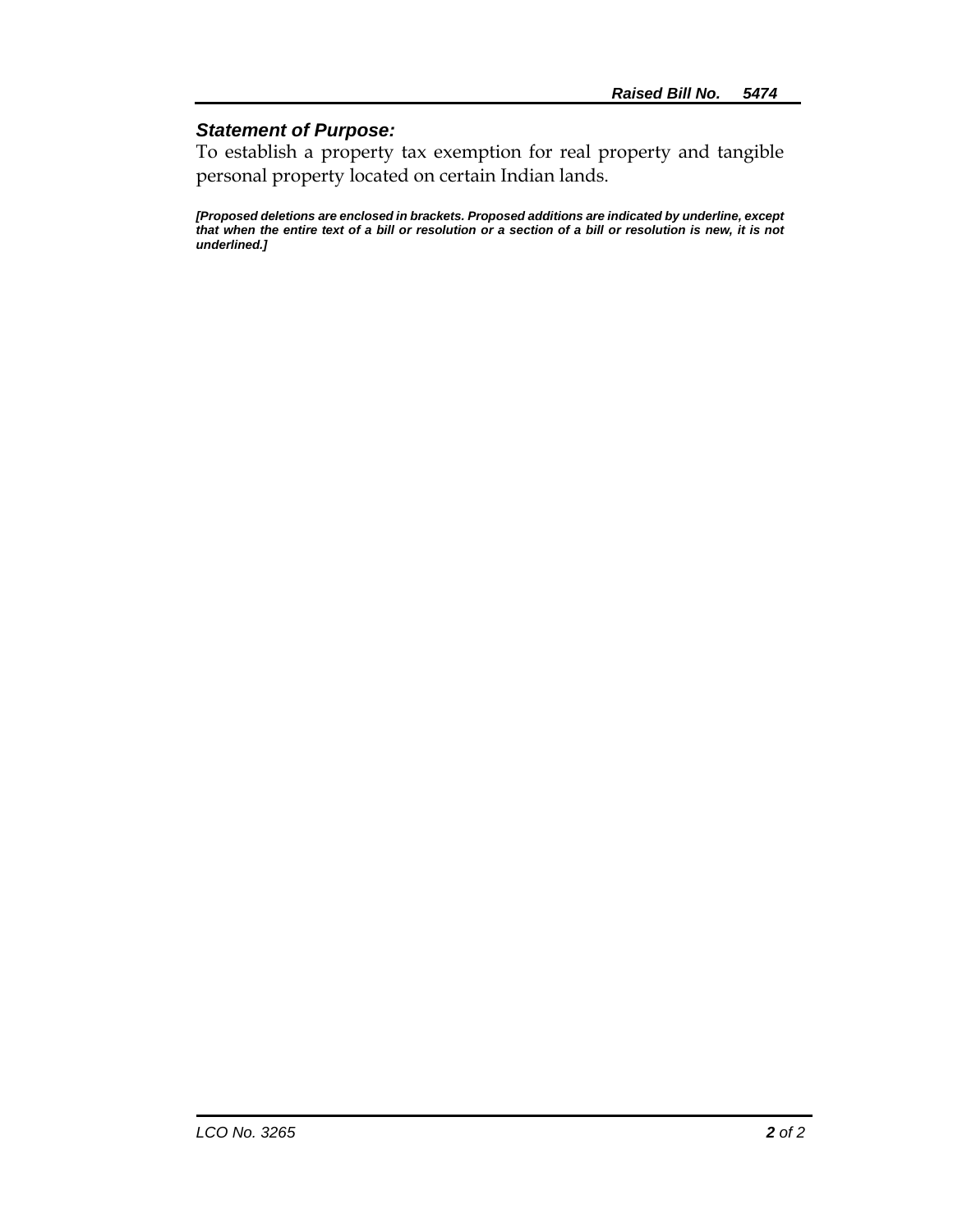***Statement of Purpose:***

To establish a property tax exemption for real property and tangible personal property located on certain Indian lands.

***[Proposed deletions are enclosed in brackets. Proposed additions are indicated by underline, except that when the entire text of a bill or resolution or a section of a bill or resolution is new, it is not underlined.]***